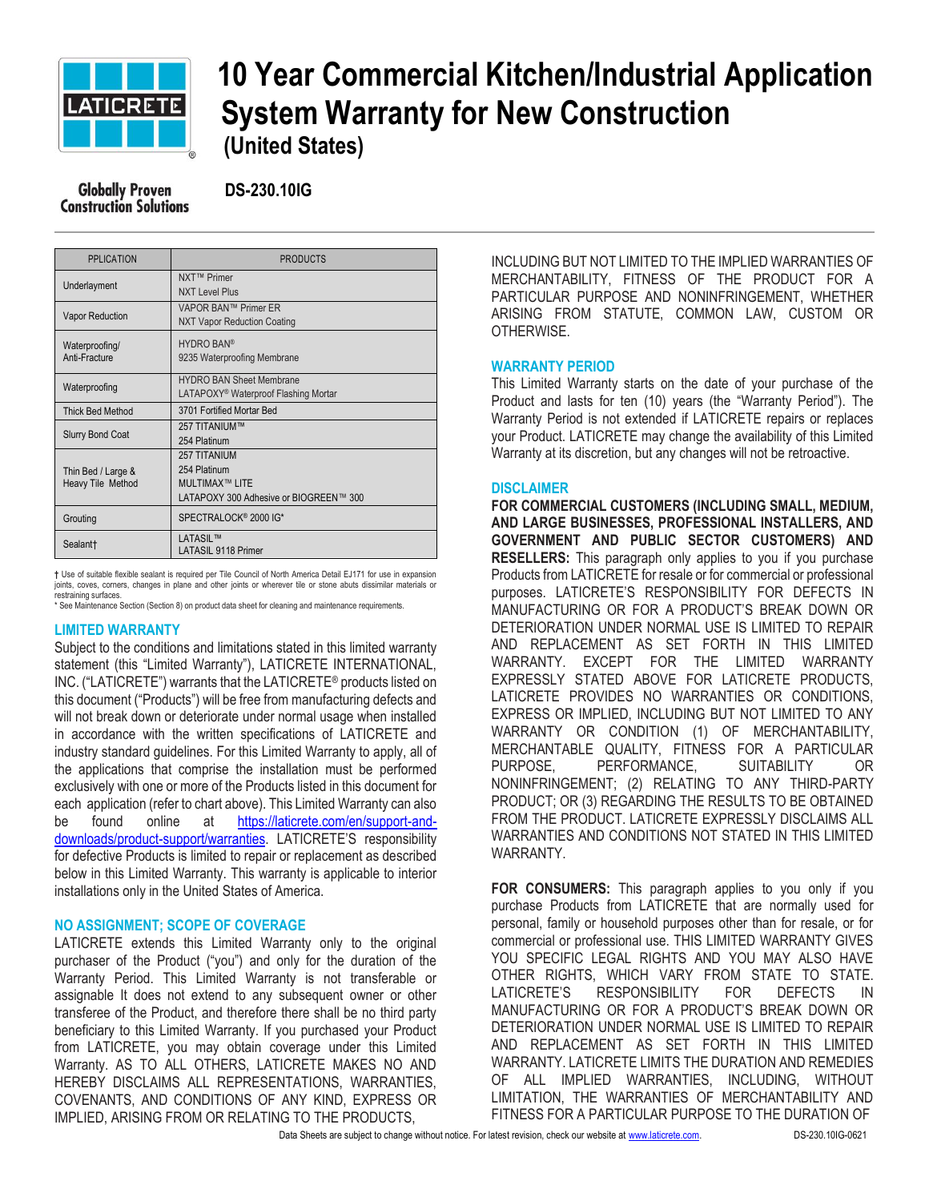# 10 Year Commercial Kitchen/Industrial Application System Warranty for New Construction (United States)

Globally Proven Construction Solutions

**DS-230.10IG**

| PPLICATION | PRODUCTS |
|---|---|
| Underlayment | NXT™ Primer<br>NXT Level Plus |
| Vapor Reduction | VAPOR BAN™ Primer ER<br>NXT Vapor Reduction Coating |
| Waterproofing/ Anti-Fracture | HYDRO BAN®<br>9235 Waterproofing Membrane |
| Waterproofing | HYDRO BAN Sheet Membrane<br>LATAPOXY® Waterproof Flashing Mortar |
| Thick Bed Method | 3701 Fortified Mortar Bed |
| Slurry Bond Coat | 257 TITANIUM™<br>254 Platinum |
| Thin Bed / Large & Heavy Tile Method | 257 TITANIUM<br>254 Platinum<br>MULTIMAX™ LITE<br>LATAPOXY 300 Adhesive or BIOGREEN™ 300 |
| Grouting | SPECTRALOCK® 2000 IG* |
| Sealant† | LATASIL™<br>LATASIL 9118 Primer |

† Use of suitable flexible sealant is required per Tile Council of North America Detail EJ171 for use in expansion joints, coves, corners, changes in plane and other joints or wherever tile or stone abuts dissimilar materials or restraining surfaces.
* See Maintenance Section (Section 8) on product data sheet for cleaning and maintenance requirements.

## LIMITED WARRANTY

Subject to the conditions and limitations stated in this limited warranty statement (this "Limited Warranty"), LATICRETE INTERNATIONAL, INC. ("LATICRETE") warrants that the LATICRETE® products listed on this document ("Products") will be free from manufacturing defects and will not break down or deteriorate under normal usage when installed in accordance with the written specifications of LATICRETE and industry standard guidelines. For this Limited Warranty to apply, all of the applications that comprise the installation must be performed exclusively with one or more of the Products listed in this document for each application (refer to chart above). This Limited Warranty can also be found online at https://laticrete.com/en/support-and-downloads/product-support/warranties. LATICRETE'S responsibility for defective Products is limited to repair or replacement as described below in this Limited Warranty. This warranty is applicable to interior installations only in the United States of America.

## NO ASSIGNMENT; SCOPE OF COVERAGE

LATICRETE extends this Limited Warranty only to the original purchaser of the Product ("you") and only for the duration of the Warranty Period. This Limited Warranty is not transferable or assignable It does not extend to any subsequent owner or other transferee of the Product, and therefore there shall be no third party beneficiary to this Limited Warranty. If you purchased your Product from LATICRETE, you may obtain coverage under this Limited Warranty. AS TO ALL OTHERS, LATICRETE MAKES NO AND HEREBY DISCLAIMS ALL REPRESENTATIONS, WARRANTIES, COVENANTS, AND CONDITIONS OF ANY KIND, EXPRESS OR IMPLIED, ARISING FROM OR RELATING TO THE PRODUCTS, INCLUDING BUT NOT LIMITED TO THE IMPLIED WARRANTIES OF MERCHANTABILITY, FITNESS OF THE PRODUCT FOR A PARTICULAR PURPOSE AND NONINFRINGEMENT, WHETHER ARISING FROM STATUTE, COMMON LAW, CUSTOM OR OTHERWISE.

## WARRANTY PERIOD

This Limited Warranty starts on the date of your purchase of the Product and lasts for ten (10) years (the "Warranty Period"). The Warranty Period is not extended if LATICRETE repairs or replaces your Product. LATICRETE may change the availability of this Limited Warranty at its discretion, but any changes will not be retroactive.

## DISCLAIMER

**FOR COMMERCIAL CUSTOMERS (INCLUDING SMALL, MEDIUM, AND LARGE BUSINESSES, PROFESSIONAL INSTALLERS, AND GOVERNMENT AND PUBLIC SECTOR CUSTOMERS) AND RESELLERS:** This paragraph only applies to you if you purchase Products from LATICRETE for resale or for commercial or professional purposes. LATICRETE'S RESPONSIBILITY FOR DEFECTS IN MANUFACTURING OR FOR A PRODUCT'S BREAK DOWN OR DETERIORATION UNDER NORMAL USE IS LIMITED TO REPAIR AND REPLACEMENT AS SET FORTH IN THIS LIMITED WARRANTY. EXCEPT FOR THE LIMITED WARRANTY EXPRESSLY STATED ABOVE FOR LATICRETE PRODUCTS, LATICRETE PROVIDES NO WARRANTIES OR CONDITIONS, EXPRESS OR IMPLIED, INCLUDING BUT NOT LIMITED TO ANY WARRANTY OR CONDITION (1) OF MERCHANTABILITY, MERCHANTABLE QUALITY, FITNESS FOR A PARTICULAR PURPOSE, PERFORMANCE, SUITABILITY OR NONINFRINGEMENT; (2) RELATING TO ANY THIRD-PARTY PRODUCT; OR (3) REGARDING THE RESULTS TO BE OBTAINED FROM THE PRODUCT. LATICRETE EXPRESSLY DISCLAIMS ALL WARRANTIES AND CONDITIONS NOT STATED IN THIS LIMITED WARRANTY.

**FOR CONSUMERS:** This paragraph applies to you only if you purchase Products from LATICRETE that are normally used for personal, family or household purposes other than for resale, or for commercial or professional use. THIS LIMITED WARRANTY GIVES YOU SPECIFIC LEGAL RIGHTS AND YOU MAY ALSO HAVE OTHER RIGHTS, WHICH VARY FROM STATE TO STATE. LATICRETE'S RESPONSIBILITY FOR DEFECTS IN MANUFACTURING OR FOR A PRODUCT'S BREAK DOWN OR DETERIORATION UNDER NORMAL USE IS LIMITED TO REPAIR AND REPLACEMENT AS SET FORTH IN THIS LIMITED WARRANTY. LATICRETE LIMITS THE DURATION AND REMEDIES OF ALL IMPLIED WARRANTIES, INCLUDING, WITHOUT LIMITATION, THE WARRANTIES OF MERCHANTABILITY AND FITNESS FOR A PARTICULAR PURPOSE TO THE DURATION OF

Data Sheets are subject to change without notice. For latest revision, check our website at www.laticrete.com. DS-230.10IG-0621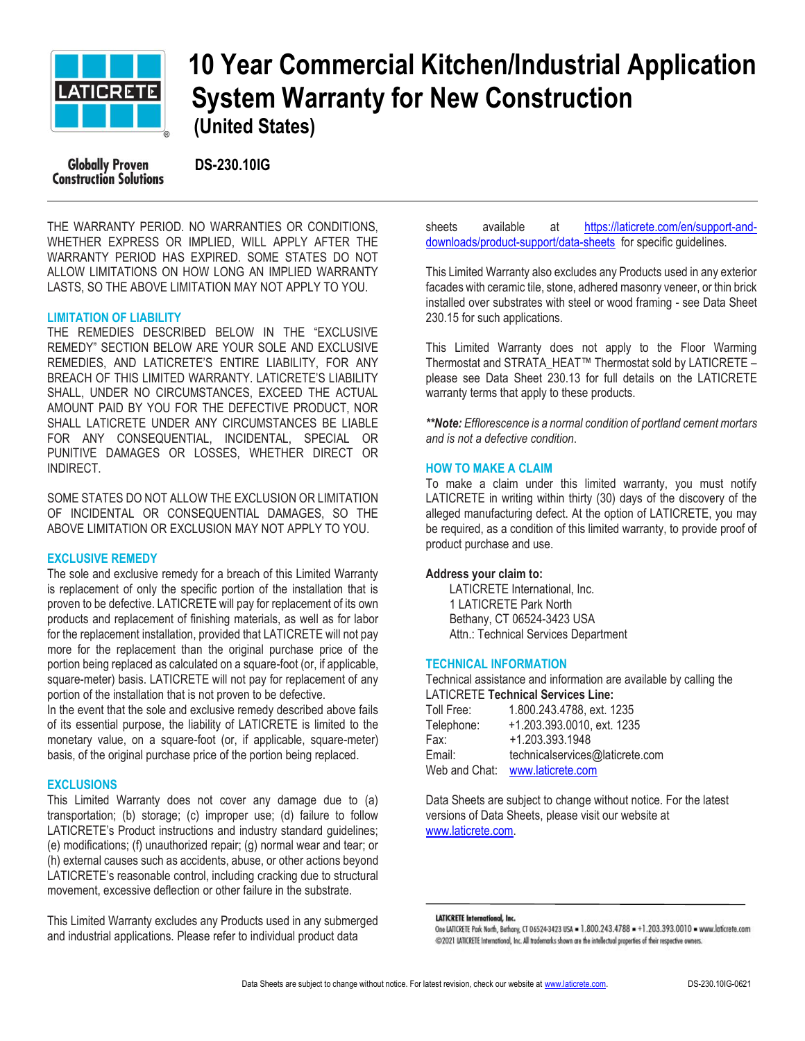# 10 Year Commercial Kitchen/Industrial Application System Warranty for New Construction

## (United States)

Globally Proven Construction Solutions

**DS-230.10IG**

THE WARRANTY PERIOD. NO WARRANTIES OR CONDITIONS, WHETHER EXPRESS OR IMPLIED, WILL APPLY AFTER THE WARRANTY PERIOD HAS EXPIRED. SOME STATES DO NOT ALLOW LIMITATIONS ON HOW LONG AN IMPLIED WARRANTY LASTS, SO THE ABOVE LIMITATION MAY NOT APPLY TO YOU.

### LIMITATION OF LIABILITY

THE REMEDIES DESCRIBED BELOW IN THE "EXCLUSIVE REMEDY" SECTION BELOW ARE YOUR SOLE AND EXCLUSIVE REMEDIES, AND LATICRETE'S ENTIRE LIABILITY, FOR ANY BREACH OF THIS LIMITED WARRANTY. LATICRETE'S LIABILITY SHALL, UNDER NO CIRCUMSTANCES, EXCEED THE ACTUAL AMOUNT PAID BY YOU FOR THE DEFECTIVE PRODUCT, NOR SHALL LATICRETE UNDER ANY CIRCUMSTANCES BE LIABLE FOR ANY CONSEQUENTIAL, INCIDENTAL, SPECIAL OR PUNITIVE DAMAGES OR LOSSES, WHETHER DIRECT OR INDIRECT.

SOME STATES DO NOT ALLOW THE EXCLUSION OR LIMITATION OF INCIDENTAL OR CONSEQUENTIAL DAMAGES, SO THE ABOVE LIMITATION OR EXCLUSION MAY NOT APPLY TO YOU.

### EXCLUSIVE REMEDY

The sole and exclusive remedy for a breach of this Limited Warranty is replacement of only the specific portion of the installation that is proven to be defective. LATICRETE will pay for replacement of its own products and replacement of finishing materials, as well as for labor for the replacement installation, provided that LATICRETE will not pay more for the replacement than the original purchase price of the portion being replaced as calculated on a square-foot (or, if applicable, square-meter) basis. LATICRETE will not pay for replacement of any portion of the installation that is not proven to be defective.

In the event that the sole and exclusive remedy described above fails of its essential purpose, the liability of LATICRETE is limited to the monetary value, on a square-foot (or, if applicable, square-meter) basis, of the original purchase price of the portion being replaced.

### EXCLUSIONS

This Limited Warranty does not cover any damage due to (a) transportation; (b) storage; (c) improper use; (d) failure to follow LATICRETE's Product instructions and industry standard guidelines; (e) modifications; (f) unauthorized repair; (g) normal wear and tear; or (h) external causes such as accidents, abuse, or other actions beyond LATICRETE's reasonable control, including cracking due to structural movement, excessive deflection or other failure in the substrate.

This Limited Warranty excludes any Products used in any submerged and industrial applications. Please refer to individual product data sheets available at https://laticrete.com/en/support-and-downloads/product-support/data-sheets for specific guidelines.

This Limited Warranty also excludes any Products used in any exterior facades with ceramic tile, stone, adhered masonry veneer, or thin brick installed over substrates with steel or wood framing - see Data Sheet 230.15 for such applications.

This Limited Warranty does not apply to the Floor Warming Thermostat and STRATA_HEAT™ Thermostat sold by LATICRETE – please see Data Sheet 230.13 for full details on the LATICRETE warranty terms that apply to these products.

***\*\*Note:** Efflorescence is a normal condition of portland cement mortars and is not a defective condition.*

### HOW TO MAKE A CLAIM

To make a claim under this limited warranty, you must notify LATICRETE in writing within thirty (30) days of the discovery of the alleged manufacturing defect. At the option of LATICRETE, you may be required, as a condition of this limited warranty, to provide proof of product purchase and use.

**Address your claim to:**

LATICRETE International, Inc.
1 LATICRETE Park North
Bethany, CT 06524-3423 USA
Attn.: Technical Services Department

### TECHNICAL INFORMATION

Technical assistance and information are available by calling the LATICRETE **Technical Services Line:**

| | |
|---|---|
| Toll Free: | 1.800.243.4788, ext. 1235 |
| Telephone: | +1.203.393.0010, ext. 1235 |
| Fax: | +1.203.393.1948 |
| Email: | technicalservices@laticrete.com |
| Web and Chat: | www.laticrete.com |

Data Sheets are subject to change without notice. For the latest versions of Data Sheets, please visit our website at www.laticrete.com.

**LATICRETE International, Inc.**
One LATICRETE Park North, Bethany, CT 06524-3423 USA ▪ 1.800.243.4788 ▪ +1.203.393.0010 ▪ www.laticrete.com
©2021 LATICRETE International, Inc. All trademarks shown are the intellectual properties of their respective owners.